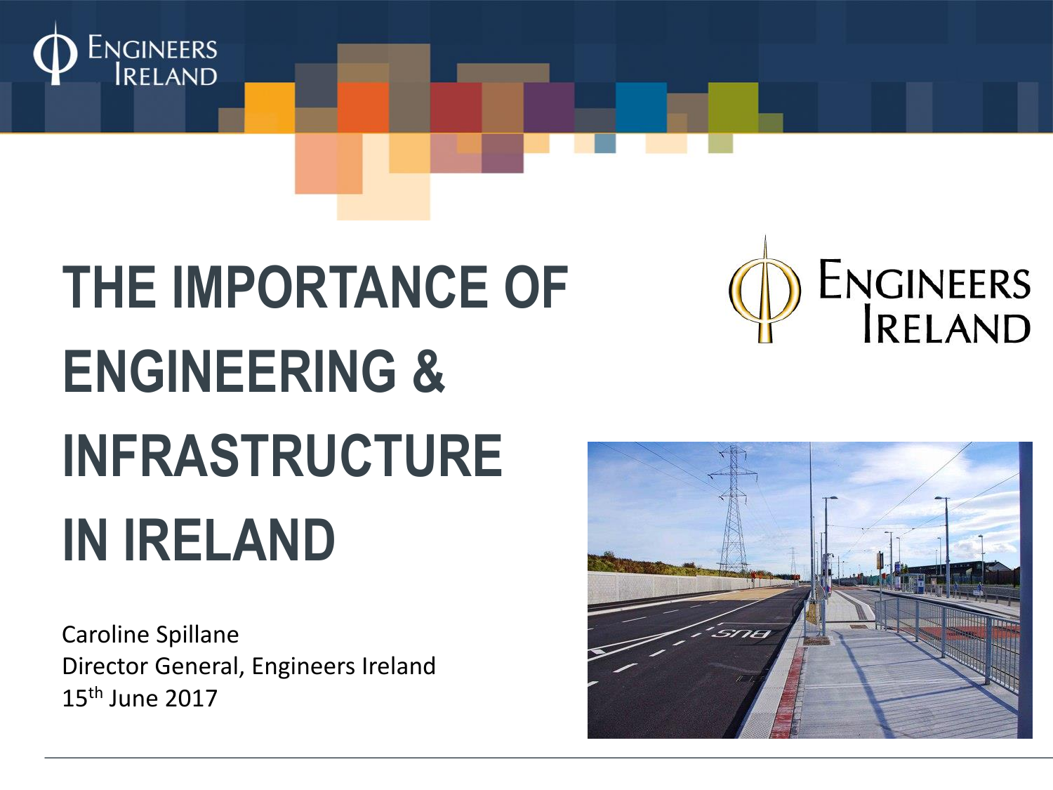# THE IMPORTANCE OF ENGINEERING & INFRASTRUCTURE IN IRELAND

Caroline Spillane
Director General, Engineers Ireland
15th June 2017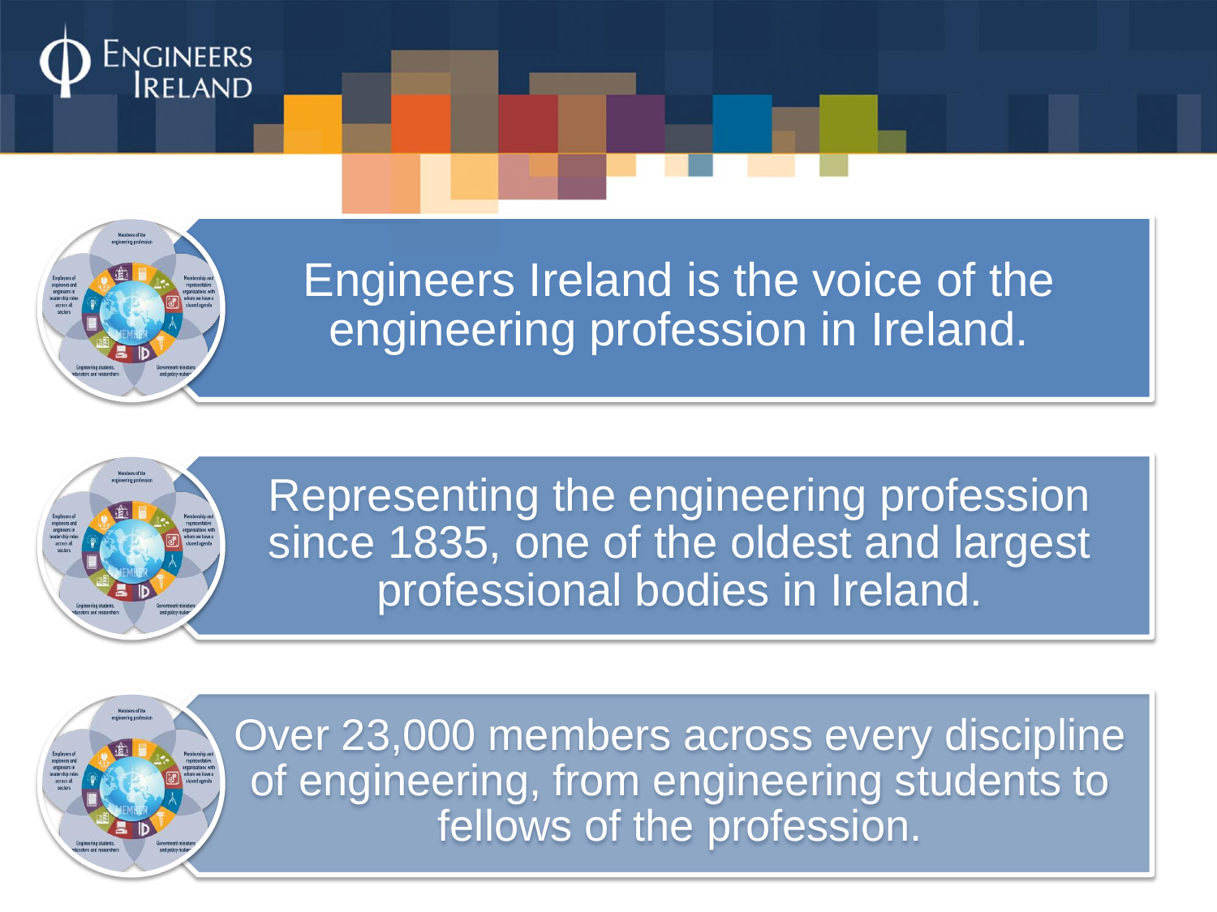Engineers Ireland is the voice of the engineering profession in Ireland.

Representing the engineering profession since 1835, one of the oldest and largest professional bodies in Ireland.

Over 23,000 members across every discipline of engineering, from engineering students to fellows of the profession.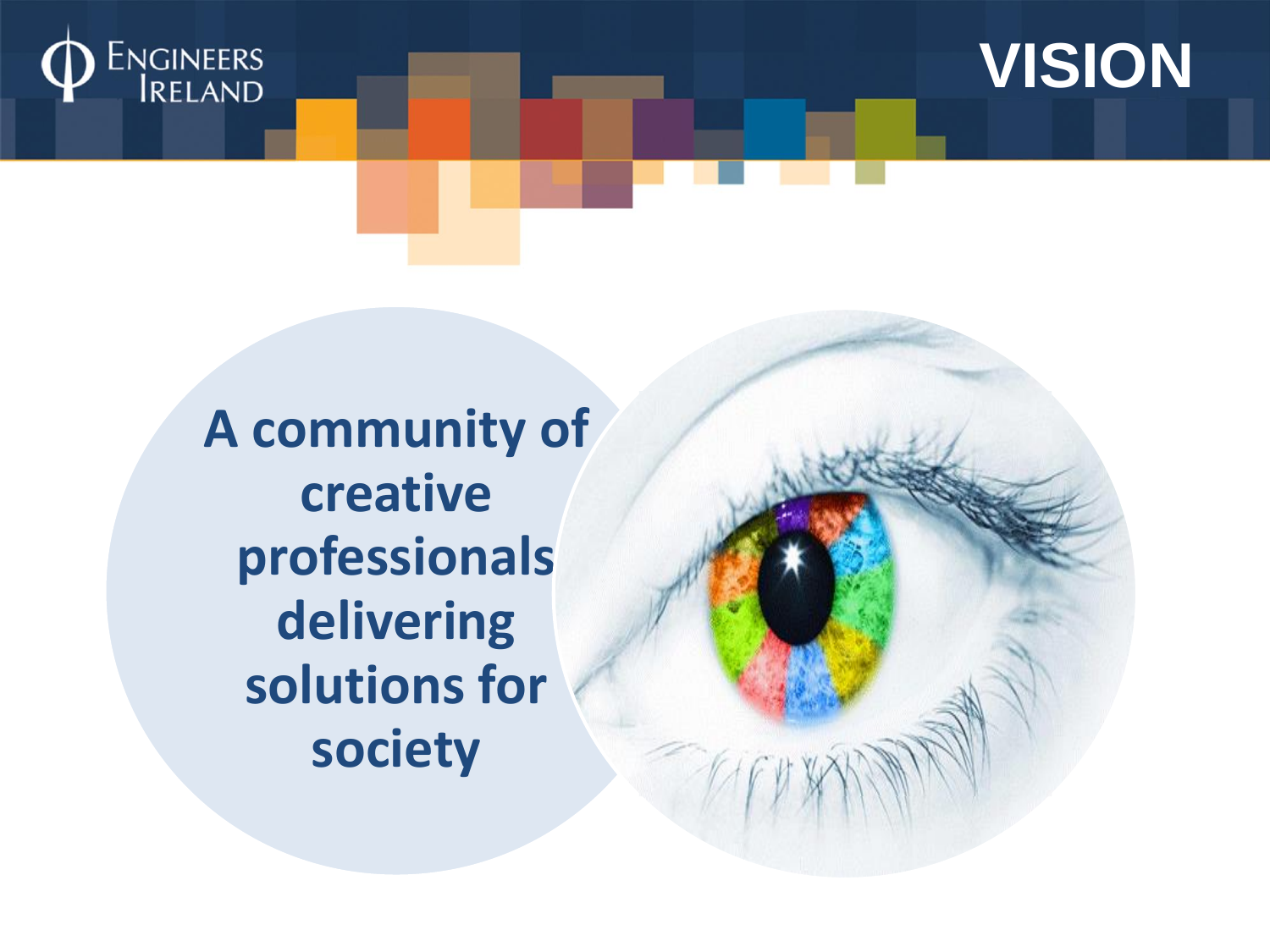# VISION

**A community of creative professionals delivering solutions for society**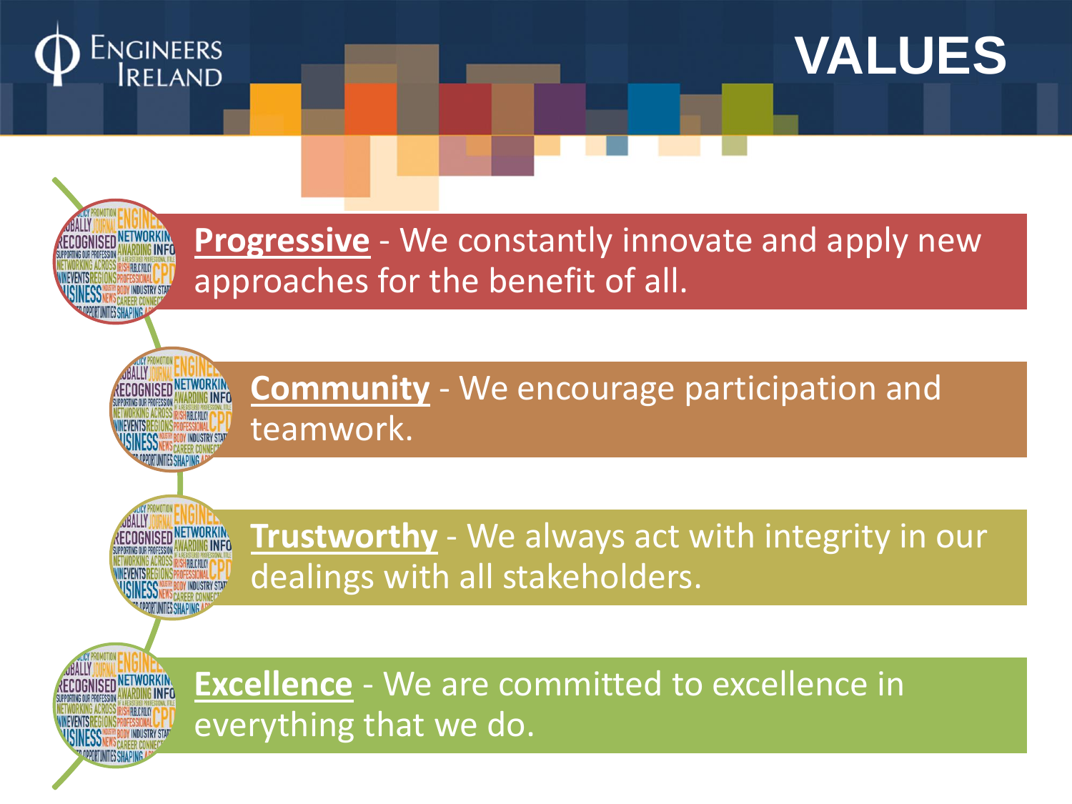# VALUES

**Progressive** - We constantly innovate and apply new approaches for the benefit of all.

**Community** - We encourage participation and teamwork.

**Trustworthy** - We always act with integrity in our dealings with all stakeholders.

**Excellence** - We are committed to excellence in everything that we do.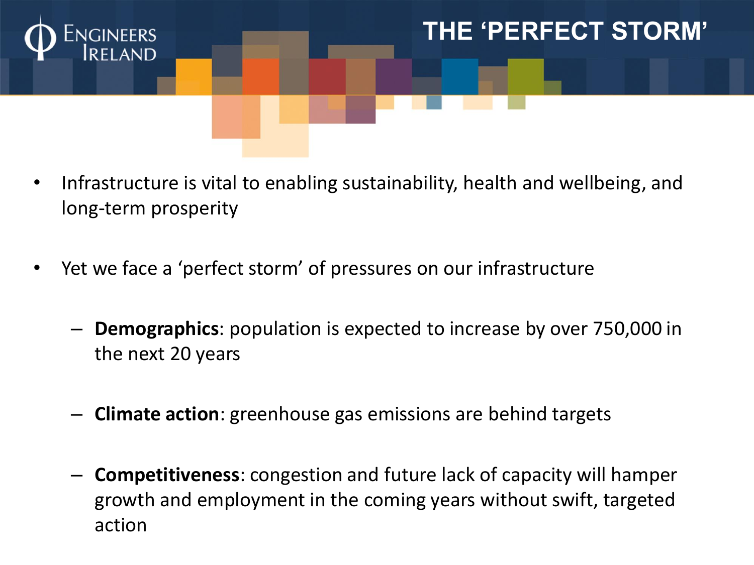# THE 'PERFECT STORM'

- Infrastructure is vital to enabling sustainability, health and wellbeing, and long-term prosperity
- Yet we face a 'perfect storm' of pressures on our infrastructure
  - **Demographics**: population is expected to increase by over 750,000 in the next 20 years
  - **Climate action**: greenhouse gas emissions are behind targets
  - **Competitiveness**: congestion and future lack of capacity will hamper growth and employment in the coming years without swift, targeted action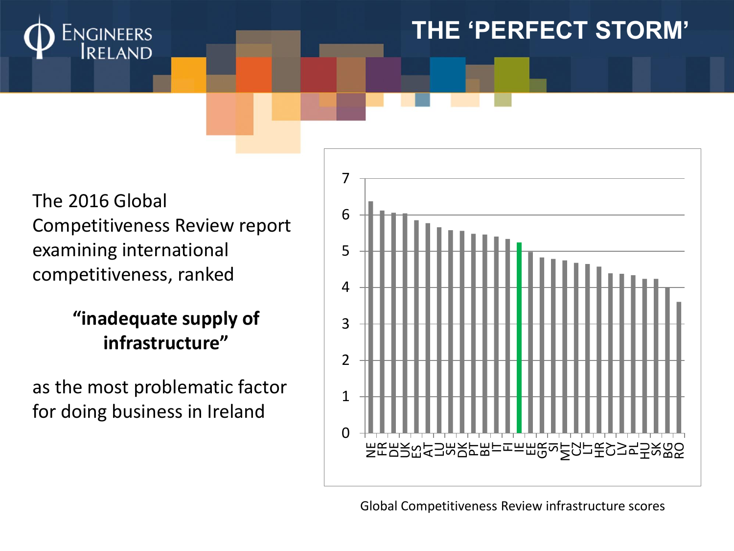# THE 'PERFECT STORM'

The 2016 Global Competitiveness Review report examining international competitiveness, ranked

**"inadequate supply of infrastructure"**

as the most problematic factor for doing business in Ireland

Global Competitiveness Review infrastructure scores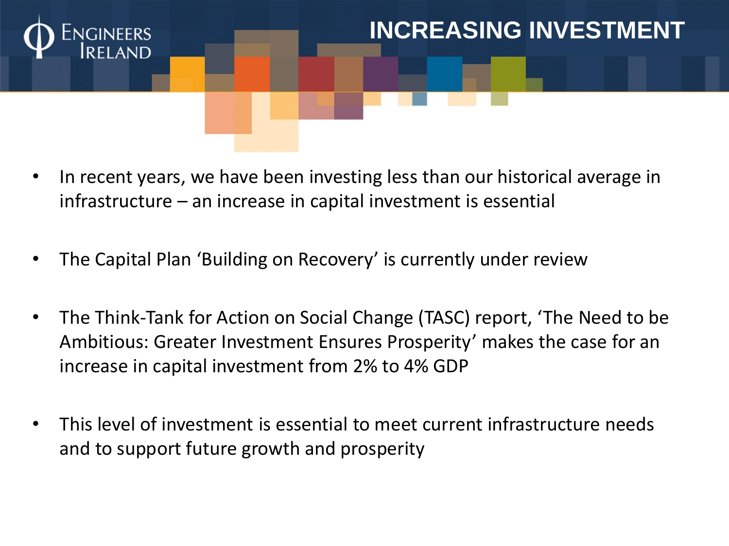# INCREASING INVESTMENT

- In recent years, we have been investing less than our historical average in infrastructure – an increase in capital investment is essential
- The Capital Plan 'Building on Recovery' is currently under review
- The Think-Tank for Action on Social Change (TASC) report, 'The Need to be Ambitious: Greater Investment Ensures Prosperity' makes the case for an increase in capital investment from 2% to 4% GDP
- This level of investment is essential to meet current infrastructure needs and to support future growth and prosperity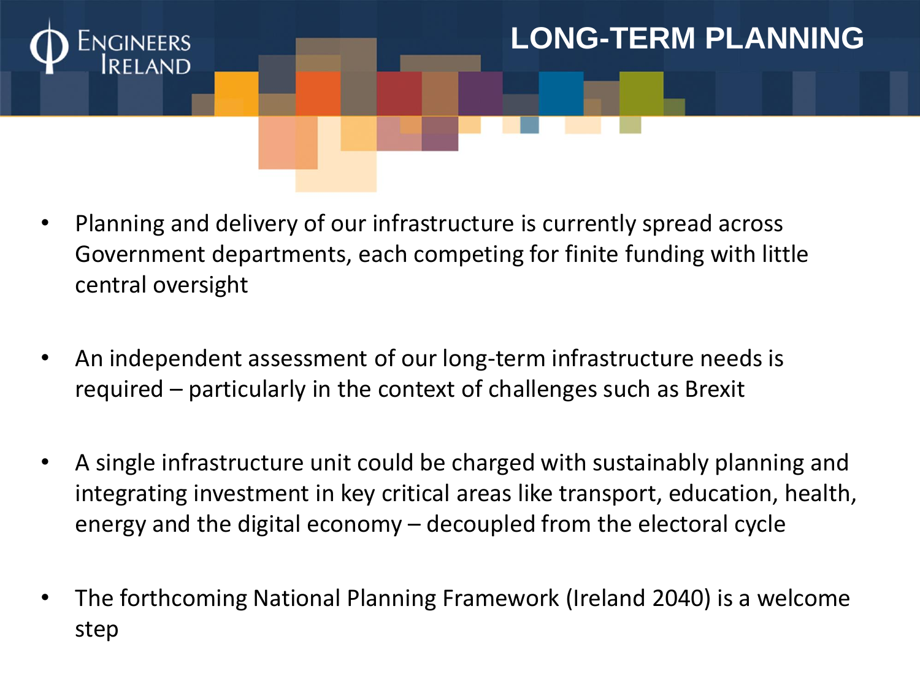# LONG-TERM PLANNING

- Planning and delivery of our infrastructure is currently spread across Government departments, each competing for finite funding with little central oversight

- An independent assessment of our long-term infrastructure needs is required – particularly in the context of challenges such as Brexit

- A single infrastructure unit could be charged with sustainably planning and integrating investment in key critical areas like transport, education, health, energy and the digital economy – decoupled from the electoral cycle

- The forthcoming National Planning Framework (Ireland 2040) is a welcome step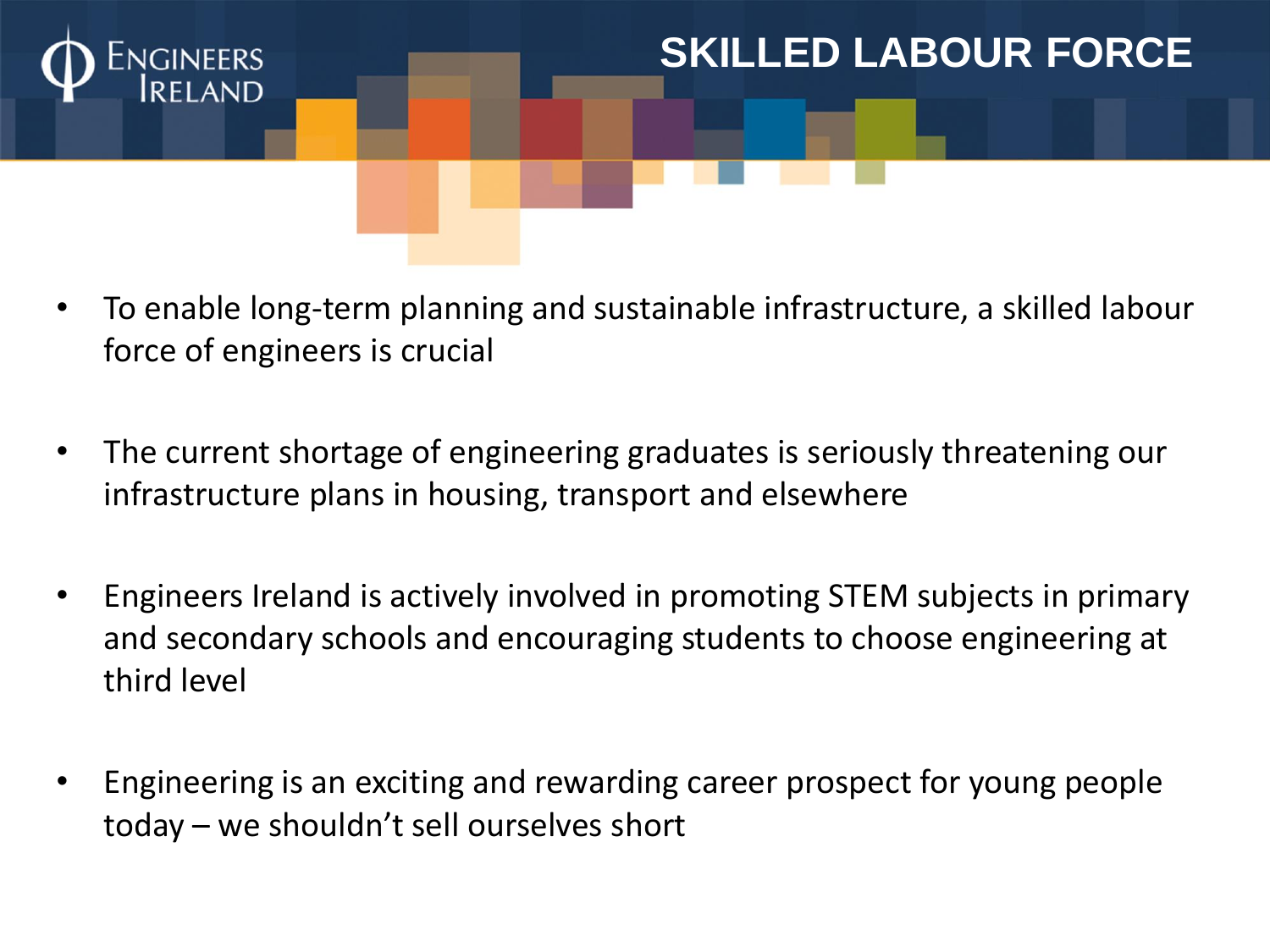# SKILLED LABOUR FORCE

- To enable long-term planning and sustainable infrastructure, a skilled labour force of engineers is crucial
- The current shortage of engineering graduates is seriously threatening our infrastructure plans in housing, transport and elsewhere
- Engineers Ireland is actively involved in promoting STEM subjects in primary and secondary schools and encouraging students to choose engineering at third level
- Engineering is an exciting and rewarding career prospect for young people today – we shouldn't sell ourselves short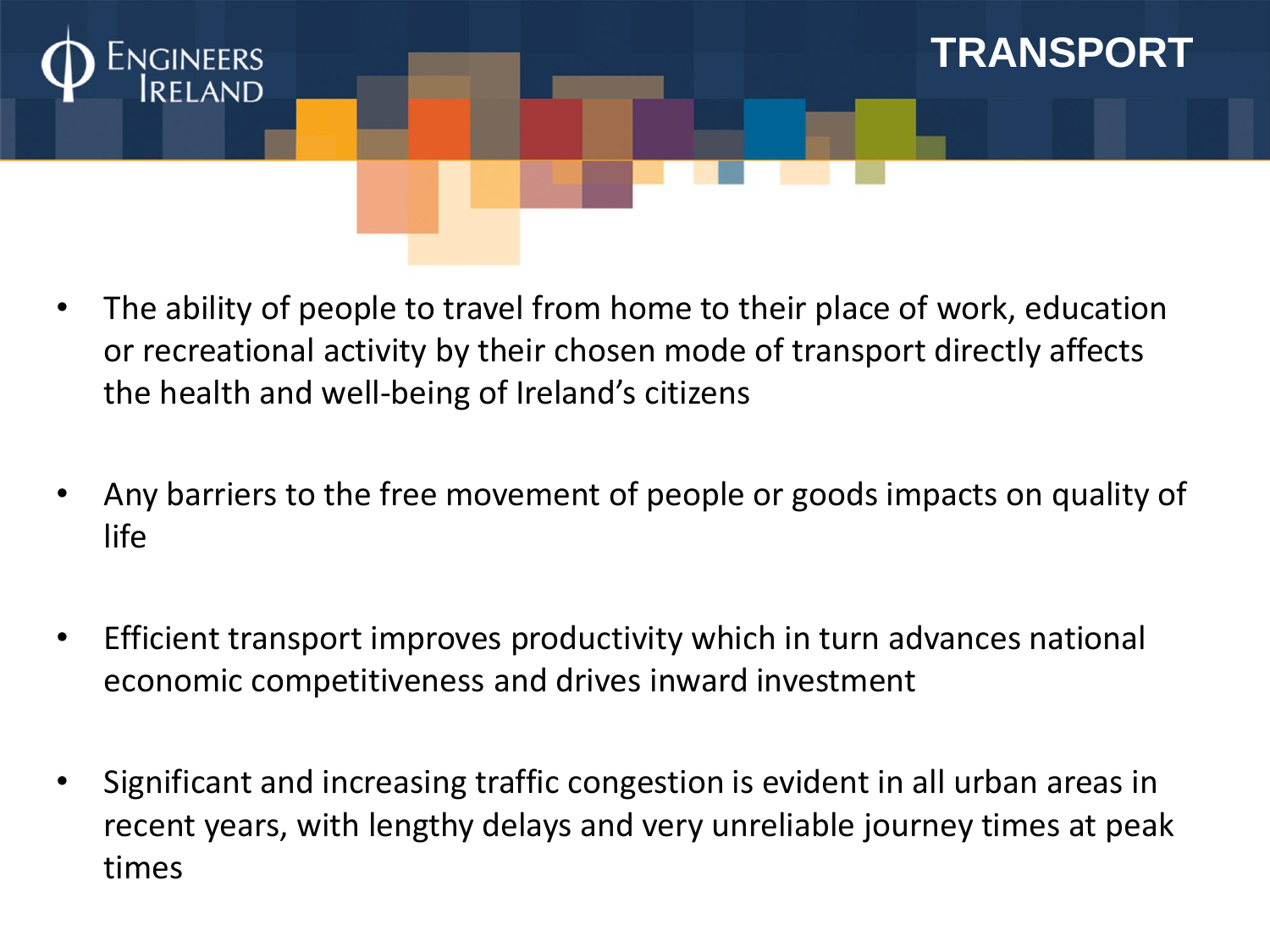# TRANSPORT

- The ability of people to travel from home to their place of work, education or recreational activity by their chosen mode of transport directly affects the health and well-being of Ireland's citizens

- Any barriers to the free movement of people or goods impacts on quality of life

- Efficient transport improves productivity which in turn advances national economic competitiveness and drives inward investment

- Significant and increasing traffic congestion is evident in all urban areas in recent years, with lengthy delays and very unreliable journey times at peak times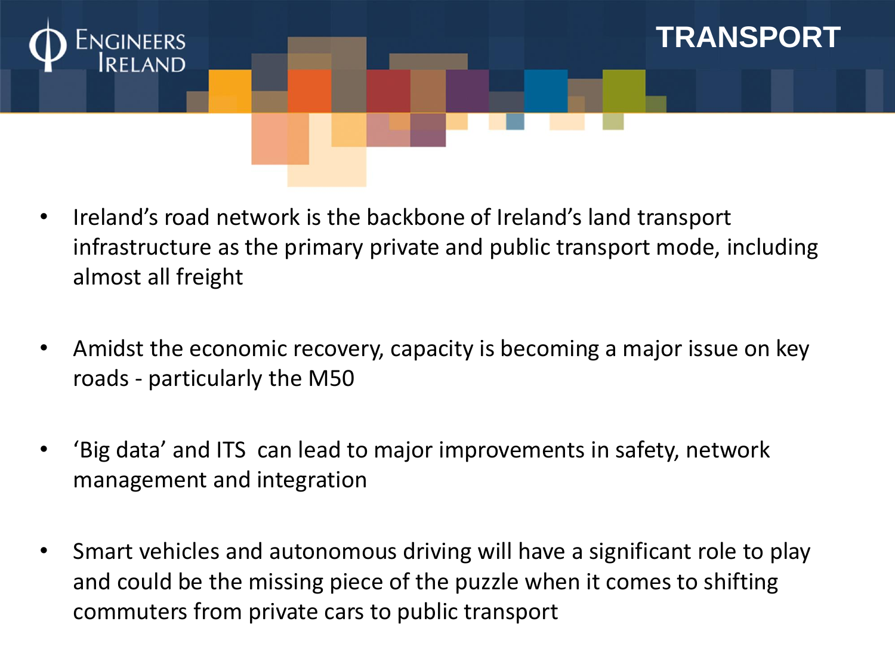# TRANSPORT

- Ireland's road network is the backbone of Ireland's land transport infrastructure as the primary private and public transport mode, including almost all freight
- Amidst the economic recovery, capacity is becoming a major issue on key roads - particularly the M50
- 'Big data' and ITS can lead to major improvements in safety, network management and integration
- Smart vehicles and autonomous driving will have a significant role to play and could be the missing piece of the puzzle when it comes to shifting commuters from private cars to public transport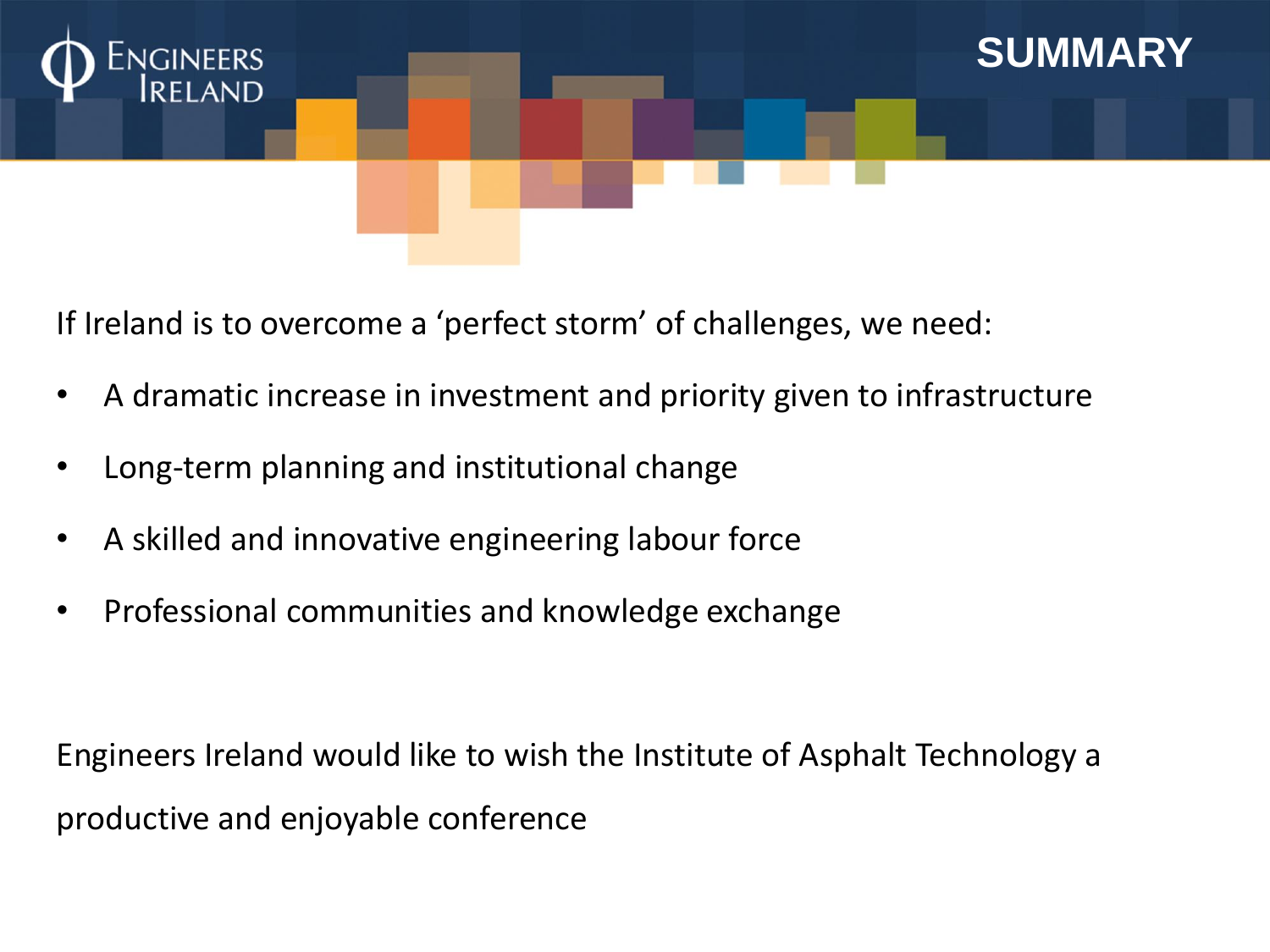# SUMMARY

If Ireland is to overcome a 'perfect storm' of challenges, we need:

- A dramatic increase in investment and priority given to infrastructure
- Long-term planning and institutional change
- A skilled and innovative engineering labour force
- Professional communities and knowledge exchange

Engineers Ireland would like to wish the Institute of Asphalt Technology a productive and enjoyable conference